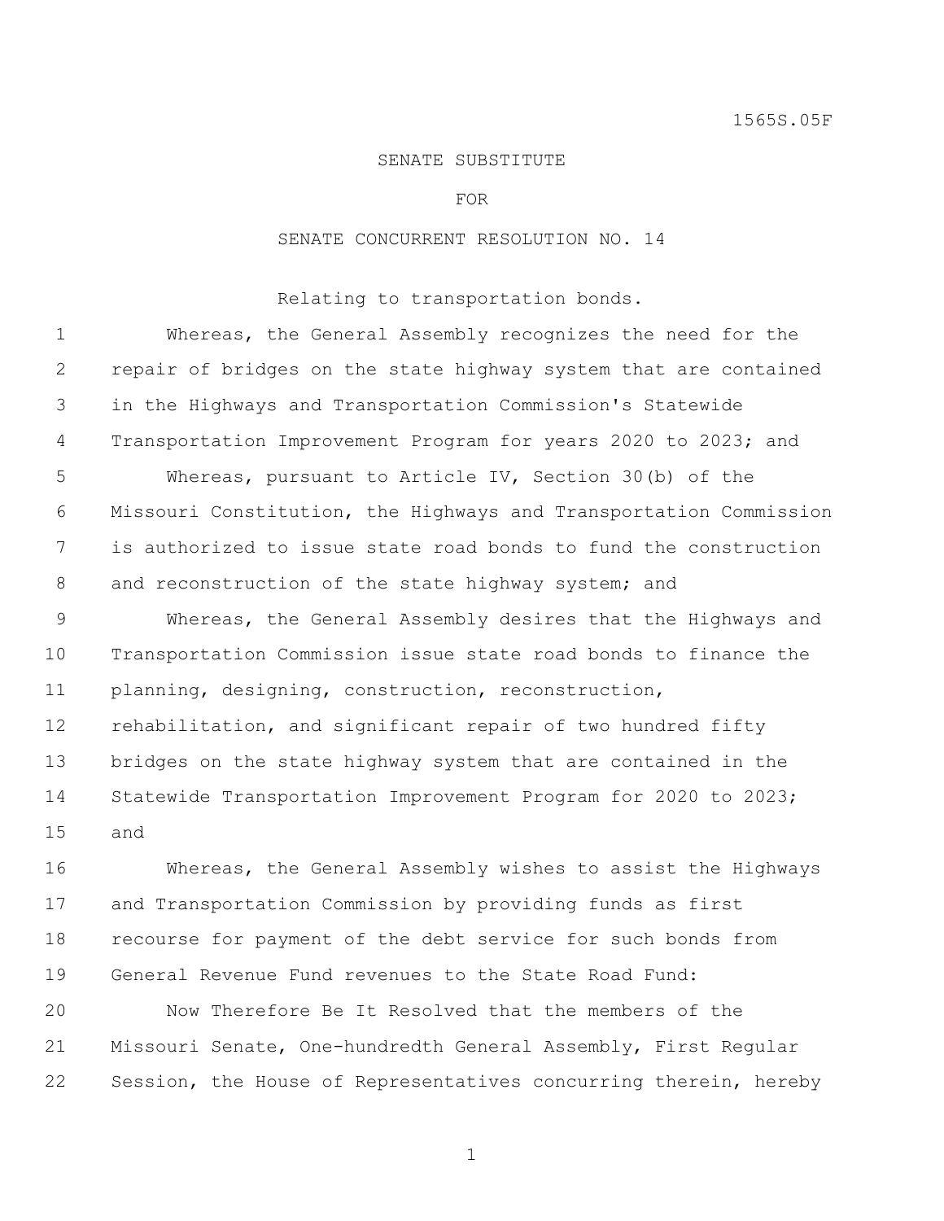1565S.05F

SENATE SUBSTITUTE

FOR

SENATE CONCURRENT RESOLUTION NO. 14

Relating to transportation bonds.

Whereas, the General Assembly recognizes the need for the repair of bridges on the state highway system that are contained in the Highways and Transportation Commission's Statewide Transportation Improvement Program for years 2020 to 2023; and

Whereas, pursuant to Article IV, Section 30(b) of the Missouri Constitution, the Highways and Transportation Commission is authorized to issue state road bonds to fund the construction and reconstruction of the state highway system; and

Whereas, the General Assembly desires that the Highways and Transportation Commission issue state road bonds to finance the planning, designing, construction, reconstruction, rehabilitation, and significant repair of two hundred fifty bridges on the state highway system that are contained in the Statewide Transportation Improvement Program for 2020 to 2023; and

Whereas, the General Assembly wishes to assist the Highways and Transportation Commission by providing funds as first recourse for payment of the debt service for such bonds from General Revenue Fund revenues to the State Road Fund:

Now Therefore Be It Resolved that the members of the Missouri Senate, One-hundredth General Assembly, First Regular Session, the House of Representatives concurring therein, hereby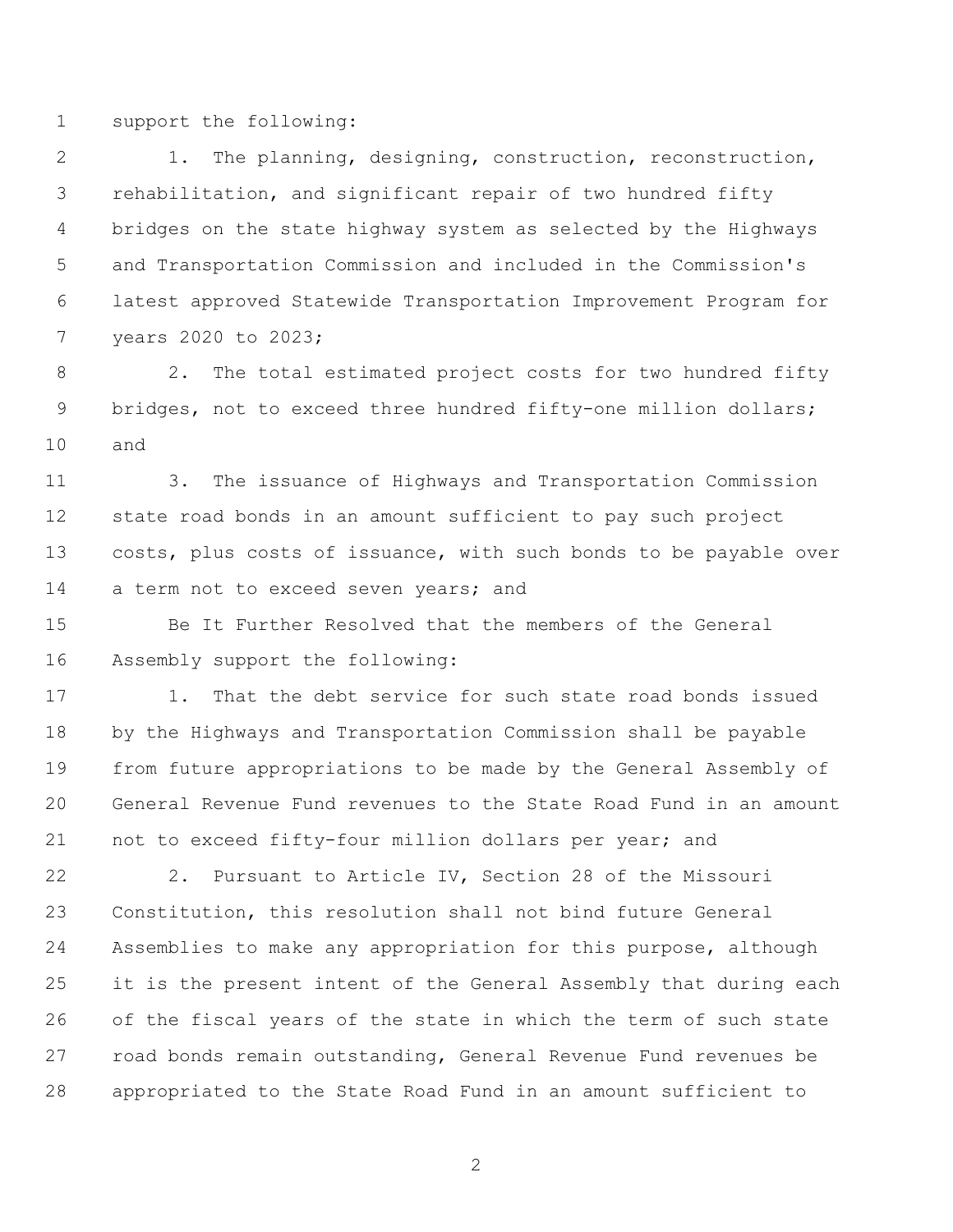support the following:

1. The planning, designing, construction, reconstruction, rehabilitation, and significant repair of two hundred fifty bridges on the state highway system as selected by the Highways and Transportation Commission and included in the Commission's latest approved Statewide Transportation Improvement Program for years 2020 to 2023;

2. The total estimated project costs for two hundred fifty bridges, not to exceed three hundred fifty-one million dollars; and

3. The issuance of Highways and Transportation Commission state road bonds in an amount sufficient to pay such project costs, plus costs of issuance, with such bonds to be payable over a term not to exceed seven years; and

Be It Further Resolved that the members of the General Assembly support the following:

1. That the debt service for such state road bonds issued by the Highways and Transportation Commission shall be payable from future appropriations to be made by the General Assembly of General Revenue Fund revenues to the State Road Fund in an amount not to exceed fifty-four million dollars per year; and

2. Pursuant to Article IV, Section 28 of the Missouri Constitution, this resolution shall not bind future General Assemblies to make any appropriation for this purpose, although it is the present intent of the General Assembly that during each of the fiscal years of the state in which the term of such state road bonds remain outstanding, General Revenue Fund revenues be appropriated to the State Road Fund in an amount sufficient to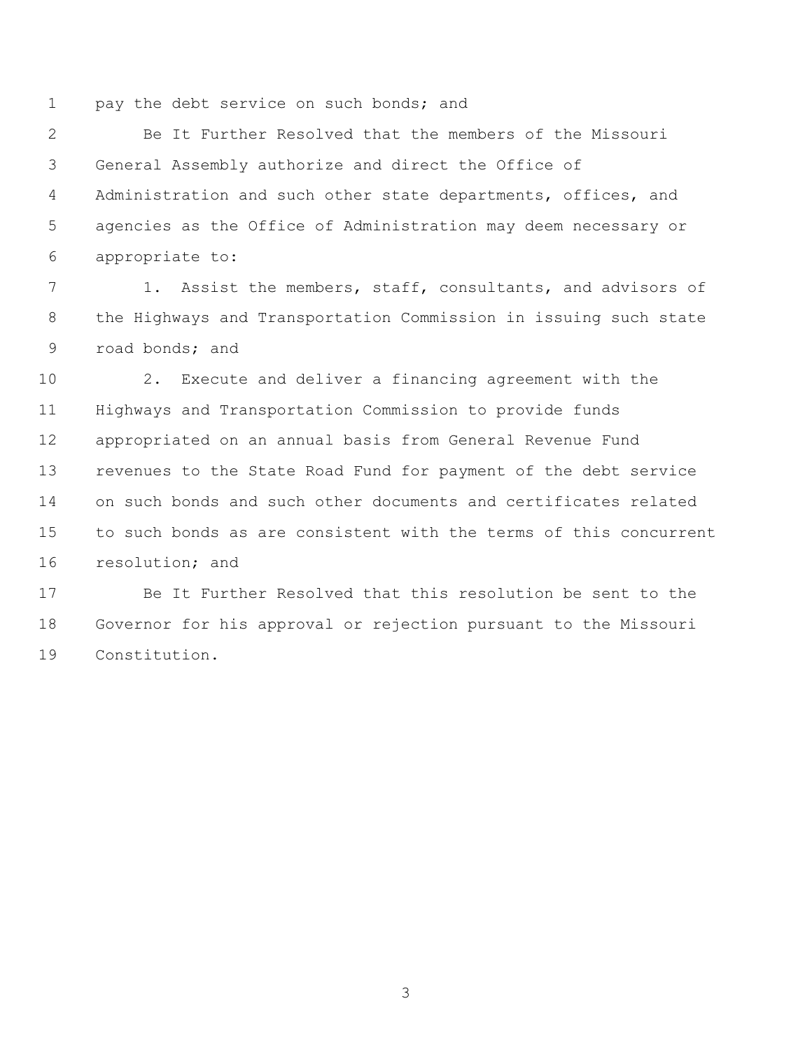pay the debt service on such bonds; and

Be It Further Resolved that the members of the Missouri General Assembly authorize and direct the Office of Administration and such other state departments, offices, and agencies as the Office of Administration may deem necessary or appropriate to:

1. Assist the members, staff, consultants, and advisors of the Highways and Transportation Commission in issuing such state road bonds; and

2. Execute and deliver a financing agreement with the Highways and Transportation Commission to provide funds appropriated on an annual basis from General Revenue Fund revenues to the State Road Fund for payment of the debt service on such bonds and such other documents and certificates related to such bonds as are consistent with the terms of this concurrent resolution; and

Be It Further Resolved that this resolution be sent to the Governor for his approval or rejection pursuant to the Missouri Constitution.